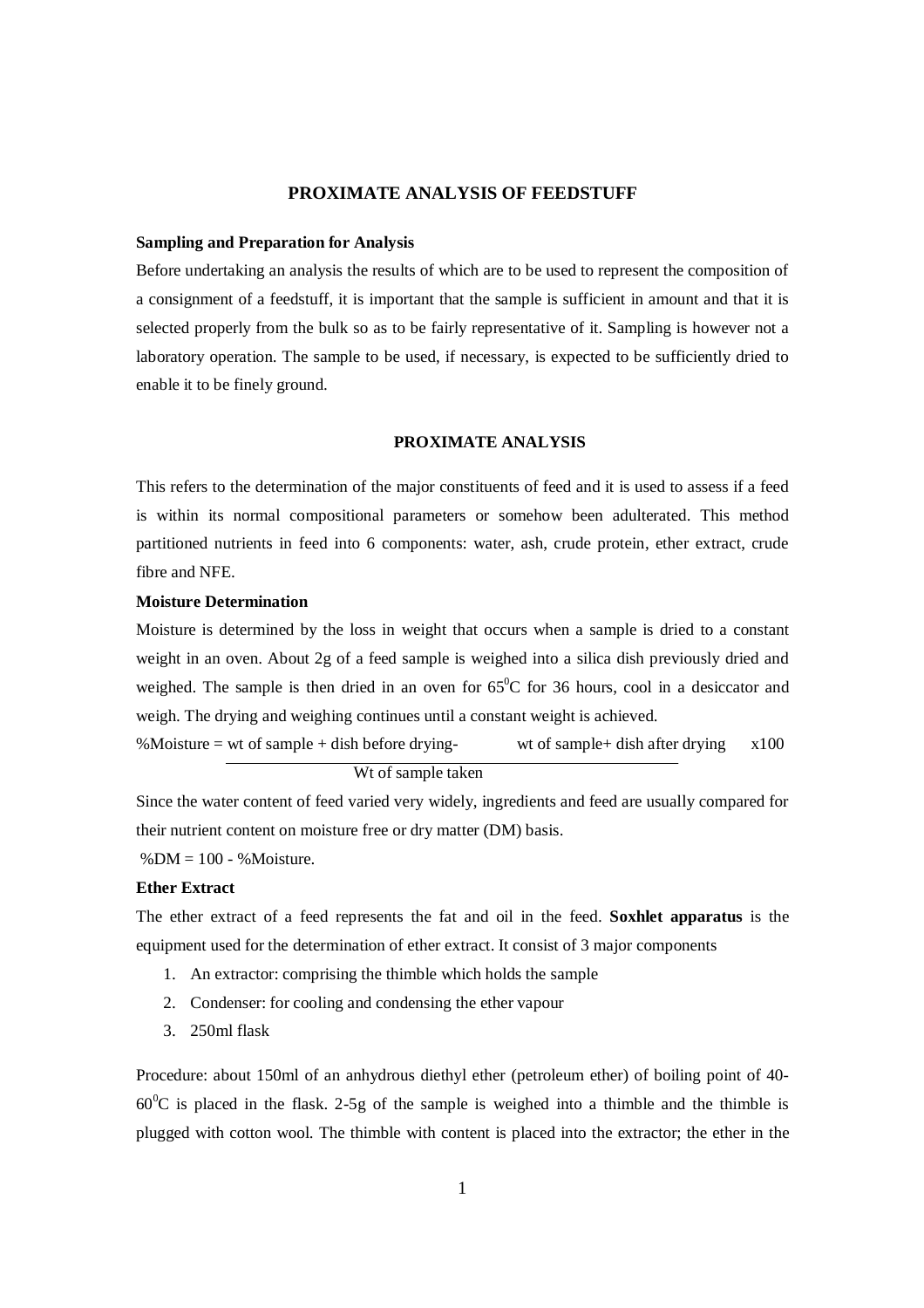# PROXIMATE ANALYSIS OF FEEDSTUFF

**Sampling and Preparation for Analysis**

Before undertaking an analysis the results of which are to be used to represent the composition of a consignment of a feedstuff, it is important that the sample is sufficient in amount and that it is selected properly from the bulk so as to be fairly representative of it. Sampling is however not a laboratory operation. The sample to be used, if necessary, is expected to be sufficiently dried to enable it to be finely ground.

## PROXIMATE ANALYSIS

This refers to the determination of the major constituents of feed and it is used to assess if a feed is within its normal compositional parameters or somehow been adulterated. This method partitioned nutrients in feed into 6 components: water, ash, crude protein, ether extract, crude fibre and NFE.

**Moisture Determination**

Moisture is determined by the loss in weight that occurs when a sample is dried to a constant weight in an oven. About 2g of a feed sample is weighed into a silica dish previously dried and weighed. The sample is then dried in an oven for 65$^0$C for 36 hours, cool in a desiccator and weigh. The drying and weighing continues until a constant weight is achieved.

$$\%\text{Moisture} = \frac{\text{wt of sample + dish before drying} - \text{wt of sample+ dish after drying}}{\text{Wt of sample taken}} \times 100$$

Since the water content of feed varied very widely, ingredients and feed are usually compared for their nutrient content on moisture free or dry matter (DM) basis.

%DM = 100 - %Moisture.

**Ether Extract**

The ether extract of a feed represents the fat and oil in the feed. **Soxhlet apparatus** is the equipment used for the determination of ether extract. It consist of 3 major components

1. An extractor: comprising the thimble which holds the sample
2. Condenser: for cooling and condensing the ether vapour
3. 250ml flask

Procedure: about 150ml of an anhydrous diethyl ether (petroleum ether) of boiling point of 40-60$^0$C is placed in the flask. 2-5g of the sample is weighed into a thimble and the thimble is plugged with cotton wool. The thimble with content is placed into the extractor; the ether in the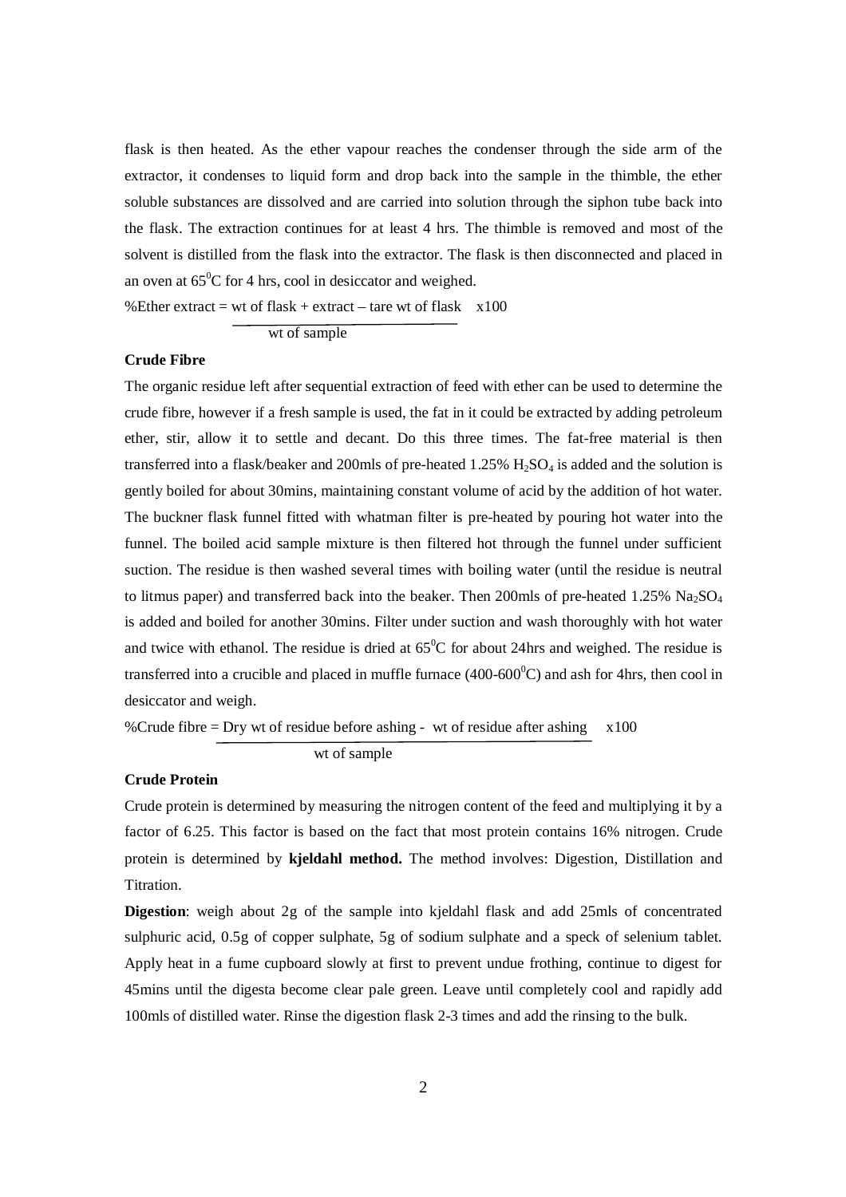flask is then heated. As the ether vapour reaches the condenser through the side arm of the extractor, it condenses to liquid form and drop back into the sample in the thimble, the ether soluble substances are dissolved and are carried into solution through the siphon tube back into the flask. The extraction continues for at least 4 hrs. The thimble is removed and most of the solvent is distilled from the flask into the extractor. The flask is then disconnected and placed in an oven at $65^0$C for 4 hrs, cool in desiccator and weighed.

$$\%\text{Ether extract} = \frac{\text{wt of flask + extract – tare wt of flask}}{\text{wt of sample}} \times 100$$

**Crude Fibre**

The organic residue left after sequential extraction of feed with ether can be used to determine the crude fibre, however if a fresh sample is used, the fat in it could be extracted by adding petroleum ether, stir, allow it to settle and decant. Do this three times. The fat-free material is then transferred into a flask/beaker and 200mls of pre-heated 1.25% $H_2SO_4$ is added and the solution is gently boiled for about 30mins, maintaining constant volume of acid by the addition of hot water. The buckner flask funnel fitted with whatman filter is pre-heated by pouring hot water into the funnel. The boiled acid sample mixture is then filtered hot through the funnel under sufficient suction. The residue is then washed several times with boiling water (until the residue is neutral to litmus paper) and transferred back into the beaker. Then 200mls of pre-heated 1.25% $Na_2SO_4$ is added and boiled for another 30mins. Filter under suction and wash thoroughly with hot water and twice with ethanol. The residue is dried at $65^0$C for about 24hrs and weighed. The residue is transferred into a crucible and placed in muffle furnace (400-600$^0$C) and ash for 4hrs, then cool in desiccator and weigh.

$$\%\text{Crude fibre} = \frac{\text{Dry wt of residue before ashing - wt of residue after ashing}}{\text{wt of sample}} \times 100$$

**Crude Protein**

Crude protein is determined by measuring the nitrogen content of the feed and multiplying it by a factor of 6.25. This factor is based on the fact that most protein contains 16% nitrogen. Crude protein is determined by **kjeldahl method.** The method involves: Digestion, Distillation and Titration.

**Digestion**: weigh about 2g of the sample into kjeldahl flask and add 25mls of concentrated sulphuric acid, 0.5g of copper sulphate, 5g of sodium sulphate and a speck of selenium tablet. Apply heat in a fume cupboard slowly at first to prevent undue frothing, continue to digest for 45mins until the digesta become clear pale green. Leave until completely cool and rapidly add 100mls of distilled water. Rinse the digestion flask 2-3 times and add the rinsing to the bulk.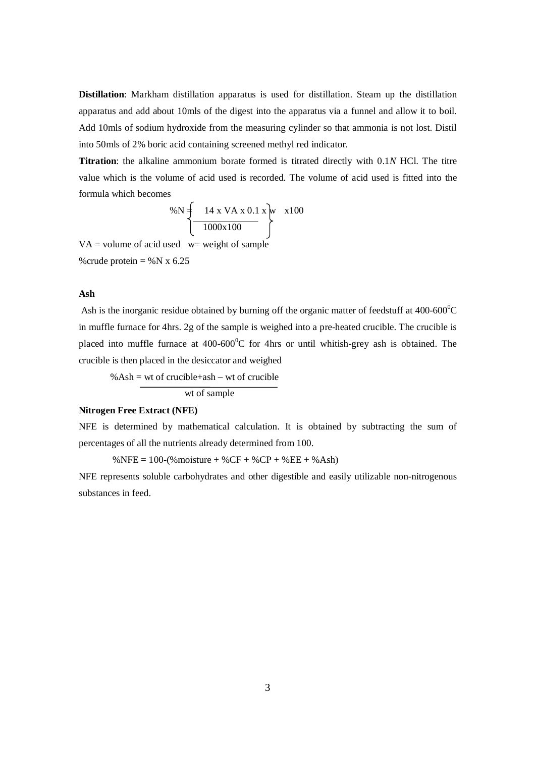**Distillation**: Markham distillation apparatus is used for distillation. Steam up the distillation apparatus and add about 10mls of the digest into the apparatus via a funnel and allow it to boil. Add 10mls of sodium hydroxide from the measuring cylinder so that ammonia is not lost. Distil into 50mls of 2% boric acid containing screened methyl red indicator.

**Titration**: the alkaline ammonium borate formed is titrated directly with 0.1*N* HCl. The titre value which is the volume of acid used is recorded. The volume of acid used is fitted into the formula which becomes

$$\%N = \left\{ \frac{14 \times VA \times 0.1 \times w}{1000 \times 100} \right\} \times 100$$

VA = volume of acid used w= weight of sample

%crude protein = %N x 6.25

**Ash**

Ash is the inorganic residue obtained by burning off the organic matter of feedstuff at 400-600$^0$C in muffle furnace for 4hrs. 2g of the sample is weighed into a pre-heated crucible. The crucible is placed into muffle furnace at 400-600$^0$C for 4hrs or until whitish-grey ash is obtained. The crucible is then placed in the desiccator and weighed

$$\%Ash = \frac{\text{wt of crucible+ash} - \text{wt of crucible}}{\text{wt of sample}}$$

**Nitrogen Free Extract (NFE)**

NFE is determined by mathematical calculation. It is obtained by subtracting the sum of percentages of all the nutrients already determined from 100.

$$\%NFE = 100 - (\%moisture + \%CF + \%CP + \%EE + \%Ash)$$

NFE represents soluble carbohydrates and other digestible and easily utilizable non-nitrogenous substances in feed.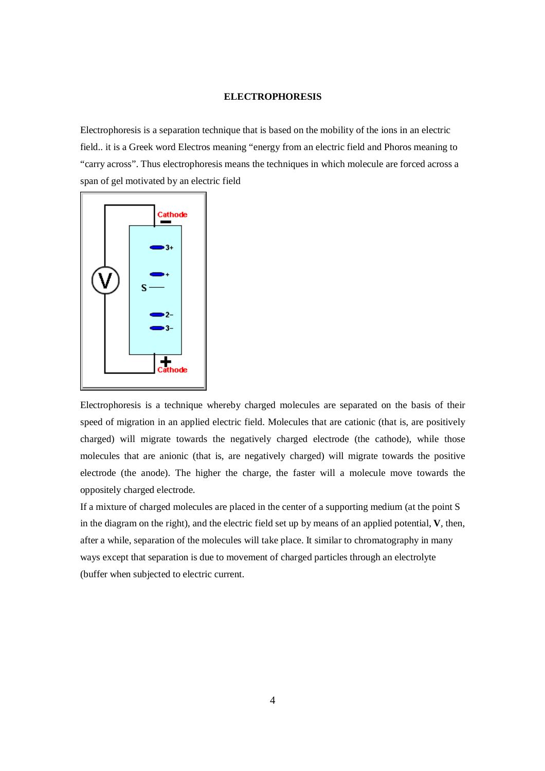# ELECTROPHORESIS

Electrophoresis is a separation technique that is based on the mobility of the ions in an electric field.. it is a Greek word Electros meaning "energy from an electric field and Phoros meaning to "carry across". Thus electrophoresis means the techniques in which molecule are forced across a span of gel motivated by an electric field

Electrophoresis is a technique whereby charged molecules are separated on the basis of their speed of migration in an applied electric field. Molecules that are cationic (that is, are positively charged) will migrate towards the negatively charged electrode (the cathode), while those molecules that are anionic (that is, are negatively charged) will migrate towards the positive electrode (the anode). The higher the charge, the faster will a molecule move towards the oppositely charged electrode.

If a mixture of charged molecules are placed in the center of a supporting medium (at the point S in the diagram on the right), and the electric field set up by means of an applied potential, **V**, then, after a while, separation of the molecules will take place. It similar to chromatography in many ways except that separation is due to movement of charged particles through an electrolyte (buffer when subjected to electric current.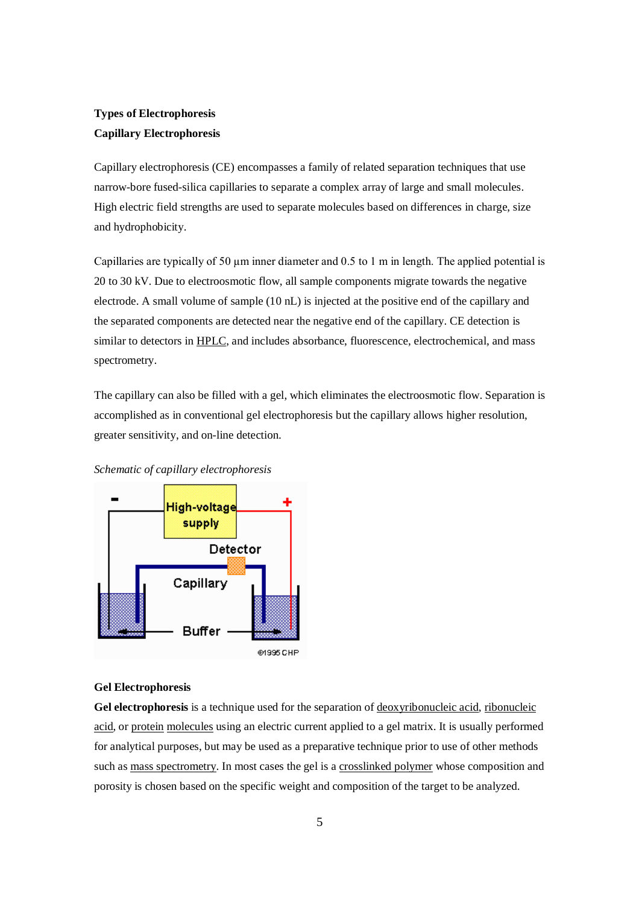**Types of Electrophoresis**

**Capillary Electrophoresis**

Capillary electrophoresis (CE) encompasses a family of related separation techniques that use narrow-bore fused-silica capillaries to separate a complex array of large and small molecules. High electric field strengths are used to separate molecules based on differences in charge, size and hydrophobicity.

Capillaries are typically of 50 µm inner diameter and 0.5 to 1 m in length. The applied potential is 20 to 30 kV. Due to electroosmotic flow, all sample components migrate towards the negative electrode. A small volume of sample (10 nL) is injected at the positive end of the capillary and the separated components are detected near the negative end of the capillary. CE detection is similar to detectors in HPLC, and includes absorbance, fluorescence, electrochemical, and mass spectrometry.

The capillary can also be filled with a gel, which eliminates the electroosmotic flow. Separation is accomplished as in conventional gel electrophoresis but the capillary allows higher resolution, greater sensitivity, and on-line detection.

*Schematic of capillary electrophoresis*

**Gel Electrophoresis**

**Gel electrophoresis** is a technique used for the separation of deoxyribonucleic acid, ribonucleic acid, or protein molecules using an electric current applied to a gel matrix. It is usually performed for analytical purposes, but may be used as a preparative technique prior to use of other methods such as mass spectrometry. In most cases the gel is a crosslinked polymer whose composition and porosity is chosen based on the specific weight and composition of the target to be analyzed.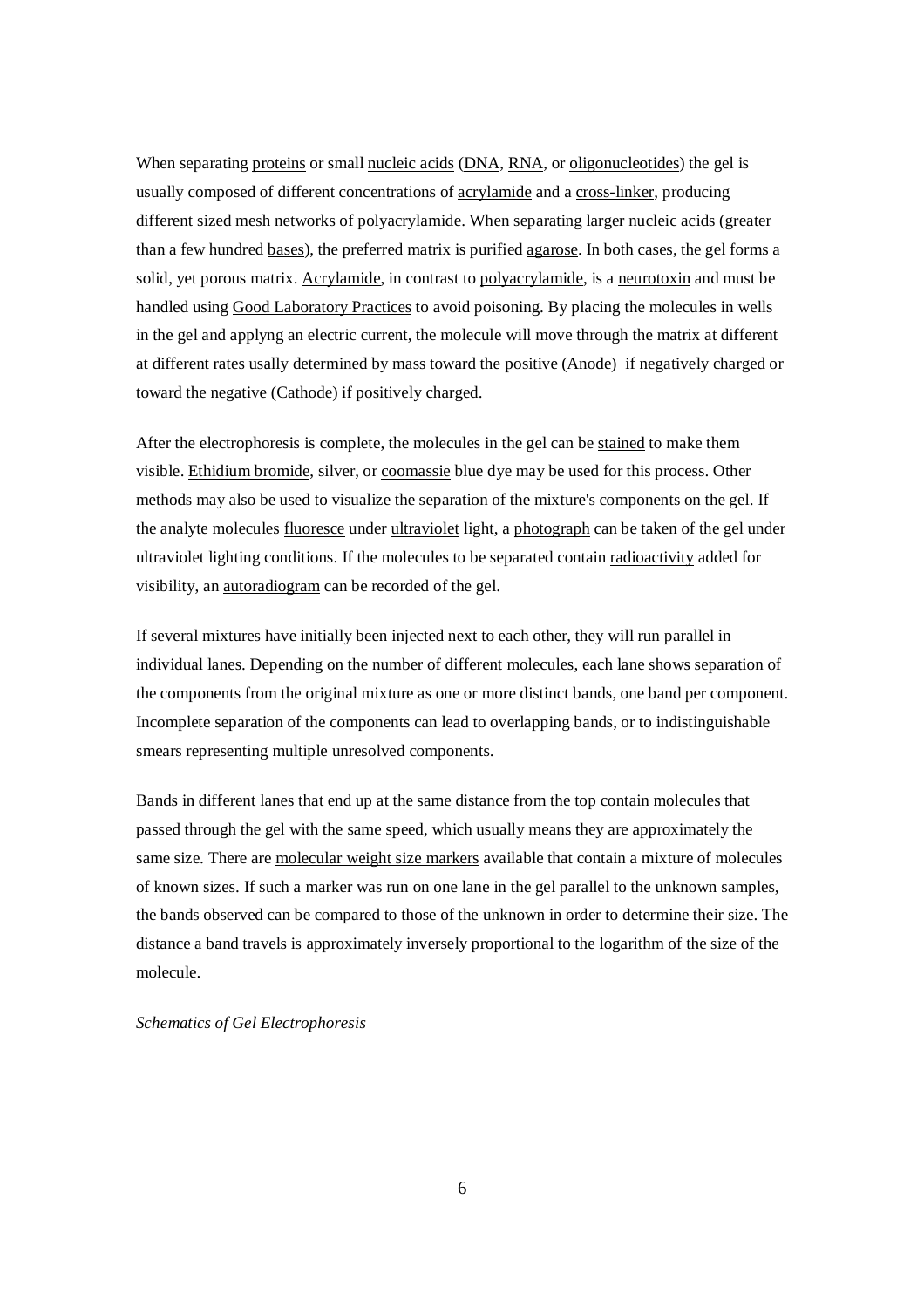When separating proteins or small nucleic acids (DNA, RNA, or oligonucleotides) the gel is usually composed of different concentrations of acrylamide and a cross-linker, producing different sized mesh networks of polyacrylamide. When separating larger nucleic acids (greater than a few hundred bases), the preferred matrix is purified agarose. In both cases, the gel forms a solid, yet porous matrix. Acrylamide, in contrast to polyacrylamide, is a neurotoxin and must be handled using Good Laboratory Practices to avoid poisoning. By placing the molecules in wells in the gel and applyng an electric current, the molecule will move through the matrix at different at different rates usally determined by mass toward the positive (Anode) if negatively charged or toward the negative (Cathode) if positively charged.

After the electrophoresis is complete, the molecules in the gel can be stained to make them visible. Ethidium bromide, silver, or coomassie blue dye may be used for this process. Other methods may also be used to visualize the separation of the mixture's components on the gel. If the analyte molecules fluoresce under ultraviolet light, a photograph can be taken of the gel under ultraviolet lighting conditions. If the molecules to be separated contain radioactivity added for visibility, an autoradiogram can be recorded of the gel.

If several mixtures have initially been injected next to each other, they will run parallel in individual lanes. Depending on the number of different molecules, each lane shows separation of the components from the original mixture as one or more distinct bands, one band per component. Incomplete separation of the components can lead to overlapping bands, or to indistinguishable smears representing multiple unresolved components.

Bands in different lanes that end up at the same distance from the top contain molecules that passed through the gel with the same speed, which usually means they are approximately the same size. There are molecular weight size markers available that contain a mixture of molecules of known sizes. If such a marker was run on one lane in the gel parallel to the unknown samples, the bands observed can be compared to those of the unknown in order to determine their size. The distance a band travels is approximately inversely proportional to the logarithm of the size of the molecule.

*Schematics of Gel Electrophoresis*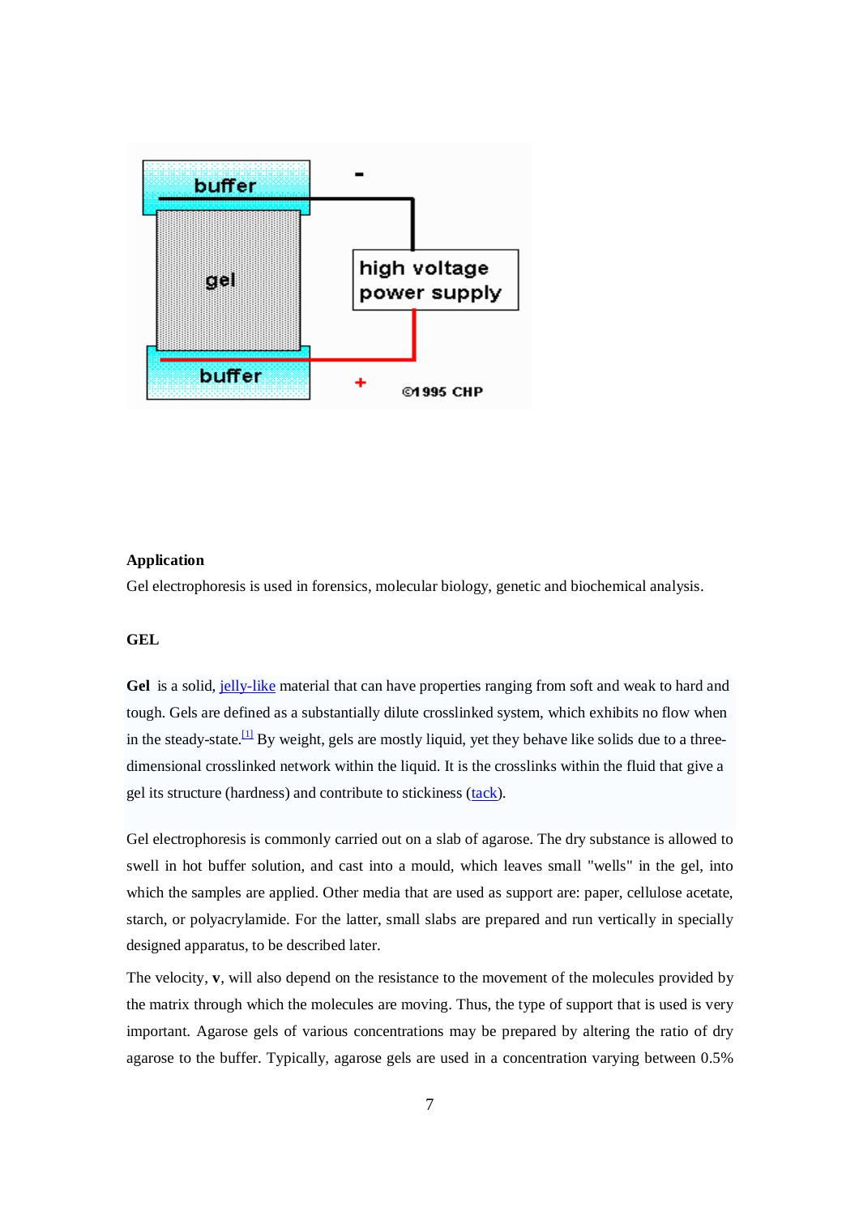**Application**

Gel electrophoresis is used in forensics, molecular biology, genetic and biochemical analysis.

**GEL**

**Gel** is a solid, jelly-like material that can have properties ranging from soft and weak to hard and tough. Gels are defined as a substantially dilute crosslinked system, which exhibits no flow when in the steady-state.[1] By weight, gels are mostly liquid, yet they behave like solids due to a three-dimensional crosslinked network within the liquid. It is the crosslinks within the fluid that give a gel its structure (hardness) and contribute to stickiness (tack).

Gel electrophoresis is commonly carried out on a slab of agarose. The dry substance is allowed to swell in hot buffer solution, and cast into a mould, which leaves small "wells" in the gel, into which the samples are applied. Other media that are used as support are: paper, cellulose acetate, starch, or polyacrylamide. For the latter, small slabs are prepared and run vertically in specially designed apparatus, to be described later.

The velocity, **v**, will also depend on the resistance to the movement of the molecules provided by the matrix through which the molecules are moving. Thus, the type of support that is used is very important. Agarose gels of various concentrations may be prepared by altering the ratio of dry agarose to the buffer. Typically, agarose gels are used in a concentration varying between 0.5%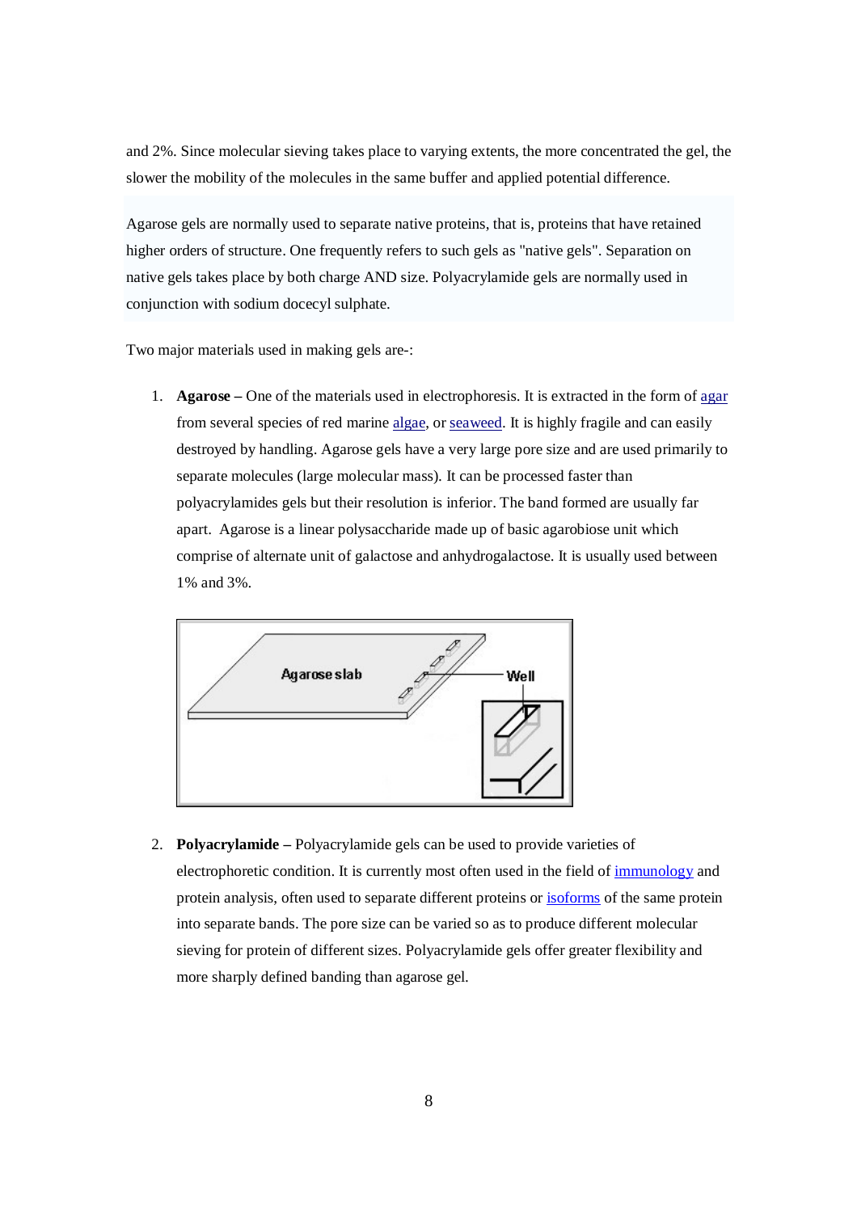and 2%. Since molecular sieving takes place to varying extents, the more concentrated the gel, the slower the mobility of the molecules in the same buffer and applied potential difference.

Agarose gels are normally used to separate native proteins, that is, proteins that have retained higher orders of structure. One frequently refers to such gels as "native gels". Separation on native gels takes place by both charge AND size. Polyacrylamide gels are normally used in conjunction with sodium docecyl sulphate.

Two major materials used in making gels are-:

1. **Agarose –** One of the materials used in electrophoresis. It is extracted in the form of agar from several species of red marine algae, or seaweed. It is highly fragile and can easily destroyed by handling. Agarose gels have a very large pore size and are used primarily to separate molecules (large molecular mass). It can be processed faster than polyacrylamides gels but their resolution is inferior. The band formed are usually far apart. Agarose is a linear polysaccharide made up of basic agarobiose unit which comprise of alternate unit of galactose and anhydrogalactose. It is usually used between 1% and 3%.

2. **Polyacrylamide –** Polyacrylamide gels can be used to provide varieties of electrophoretic condition. It is currently most often used in the field of immunology and protein analysis, often used to separate different proteins or isoforms of the same protein into separate bands. The pore size can be varied so as to produce different molecular sieving for protein of different sizes. Polyacrylamide gels offer greater flexibility and more sharply defined banding than agarose gel.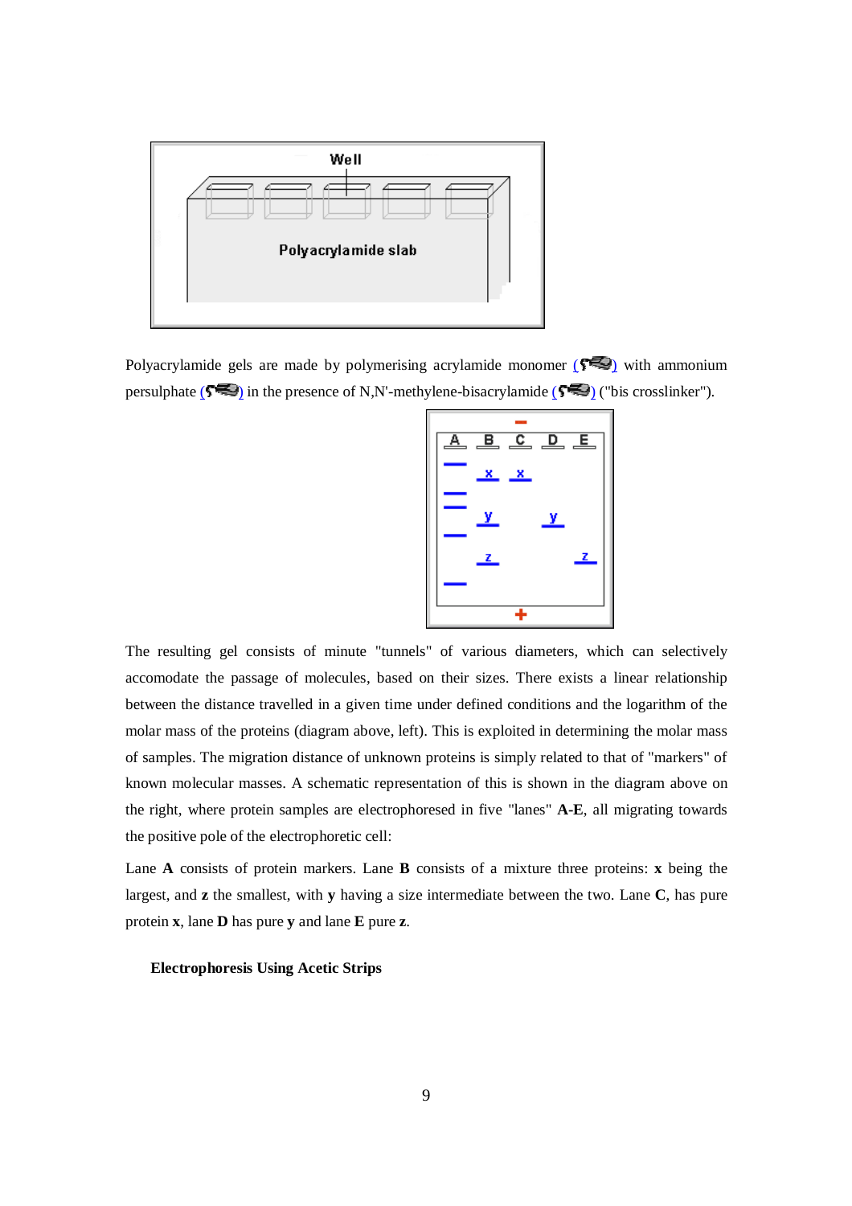Polyacrylamide gels are made by polymerising acrylamide monomer () with ammonium persulphate () in the presence of N,N'-methylene-bisacrylamide () ("bis crosslinker").

The resulting gel consists of minute "tunnels" of various diameters, which can selectively accomodate the passage of molecules, based on their sizes. There exists a linear relationship between the distance travelled in a given time under defined conditions and the logarithm of the molar mass of the proteins (diagram above, left). This is exploited in determining the molar mass of samples. The migration distance of unknown proteins is simply related to that of "markers" of known molecular masses. A schematic representation of this is shown in the diagram above on the right, where protein samples are electrophoresed in five "lanes" **A-E**, all migrating towards the positive pole of the electrophoretic cell:

Lane **A** consists of protein markers. Lane **B** consists of a mixture three proteins: **x** being the largest, and **z** the smallest, with **y** having a size intermediate between the two. Lane **C**, has pure protein **x**, lane **D** has pure **y** and lane **E** pure **z**.

**Electrophoresis Using Acetic Strips**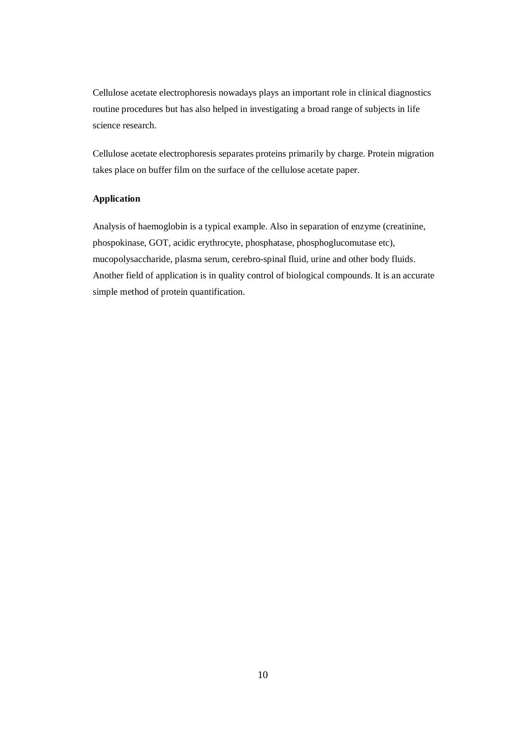Cellulose acetate electrophoresis nowadays plays an important role in clinical diagnostics routine procedures but has also helped in investigating a broad range of subjects in life science research.

Cellulose acetate electrophoresis separates proteins primarily by charge. Protein migration takes place on buffer film on the surface of the cellulose acetate paper.

**Application**

Analysis of haemoglobin is a typical example. Also in separation of enzyme (creatinine, phospokinase, GOT, acidic erythrocyte, phosphatase, phosphoglucomutase etc), mucopolysaccharide, plasma serum, cerebro-spinal fluid, urine and other body fluids. Another field of application is in quality control of biological compounds. It is an accurate simple method of protein quantification.